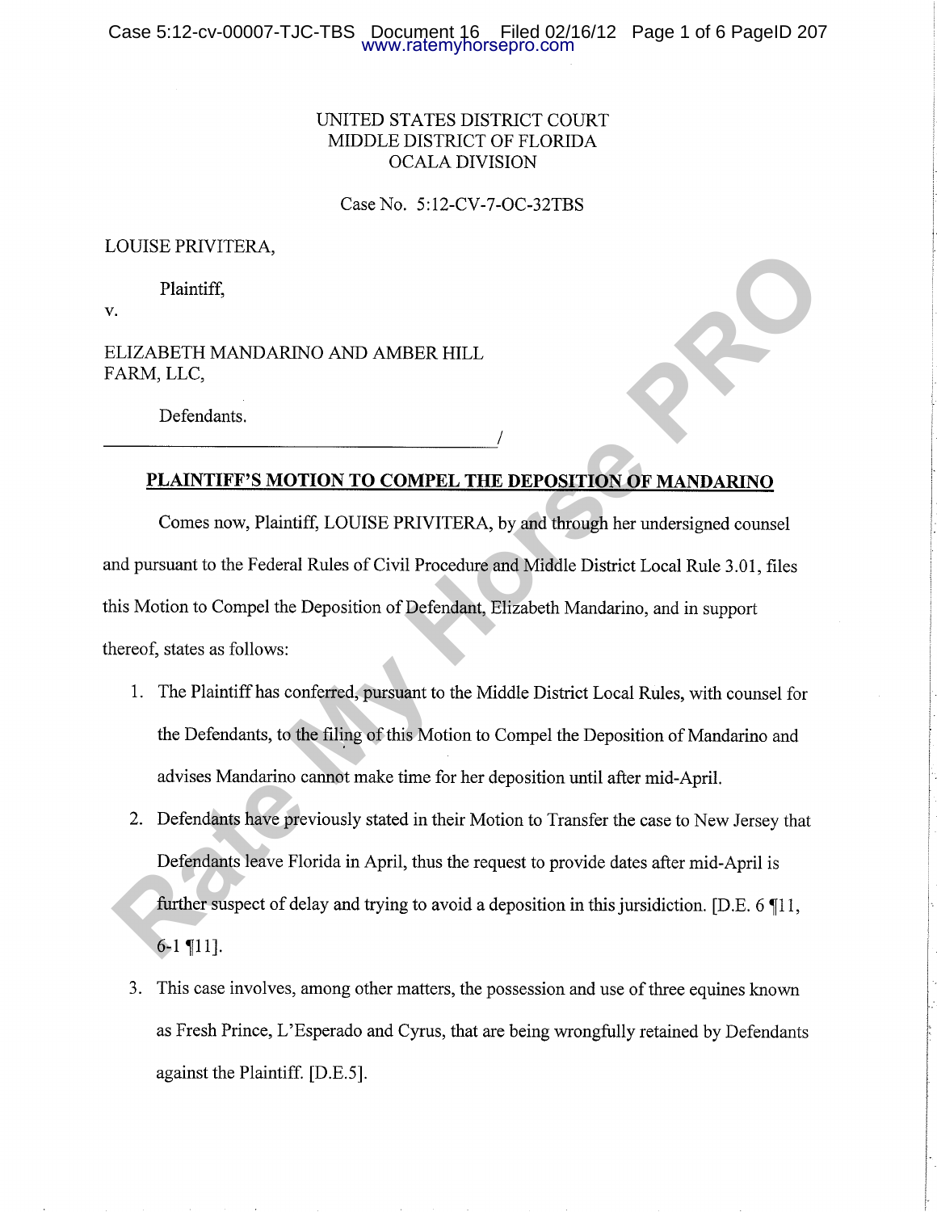UNITED STATES DISTRICT COURT
MIDDLE DISTRICT OF FLORIDA
OCALA DIVISION

Case No. 5:12-CV-7-OC-32TBS

LOUISE PRIVITERA,

Plaintiff,

v.

ELIZABETH MANDARINO AND AMBER HILL FARM, LLC,

Defendants.

______________________________________/

**PLAINTIFF'S MOTION TO COMPEL THE DEPOSITION OF MANDARINO**

Comes now, Plaintiff, LOUISE PRIVITERA, by and through her undersigned counsel and pursuant to the Federal Rules of Civil Procedure and Middle District Local Rule 3.01, files this Motion to Compel the Deposition of Defendant, Elizabeth Mandarino, and in support thereof, states as follows:

1. The Plaintiff has conferred, pursuant to the Middle District Local Rules, with counsel for the Defendants, to the filing of this Motion to Compel the Deposition of Mandarino and advises Mandarino cannot make time for her deposition until after mid-April.
2. Defendants have previously stated in their Motion to Transfer the case to New Jersey that Defendants leave Florida in April, thus the request to provide dates after mid-April is further suspect of delay and trying to avoid a deposition in this jurisdiction. [D.E. 6 ¶11, 6-1 ¶11].
3. This case involves, among other matters, the possession and use of three equines known as Fresh Prince, L'Esperado and Cyrus, that are being wrongfully retained by Defendants against the Plaintiff. [D.E.5].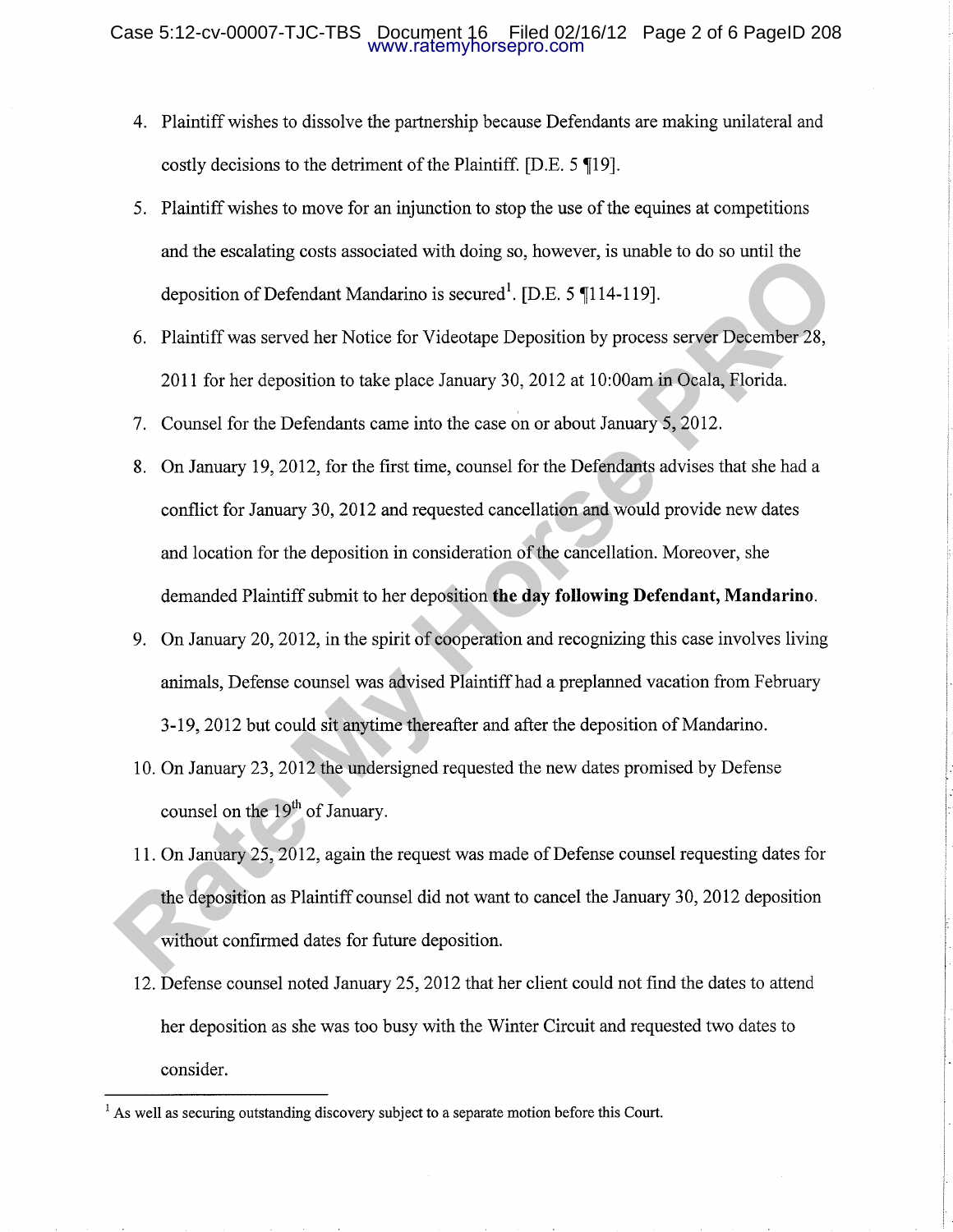4. Plaintiff wishes to dissolve the partnership because Defendants are making unilateral and costly decisions to the detriment of the Plaintiff. [D.E. 5 ¶19].

5. Plaintiff wishes to move for an injunction to stop the use of the equines at competitions and the escalating costs associated with doing so, however, is unable to do so until the deposition of Defendant Mandarino is secured[1]. [D.E. 5 ¶114-119].

6. Plaintiff was served her Notice for Videotape Deposition by process server December 28, 2011 for her deposition to take place January 30, 2012 at 10:00am in Ocala, Florida.

7. Counsel for the Defendants came into the case on or about January 5, 2012.

8. On January 19, 2012, for the first time, counsel for the Defendants advises that she had a conflict for January 30, 2012 and requested cancellation and would provide new dates and location for the deposition in consideration of the cancellation. Moreover, she demanded Plaintiff submit to her deposition **the day following Defendant, Mandarino**.

9. On January 20, 2012, in the spirit of cooperation and recognizing this case involves living animals, Defense counsel was advised Plaintiff had a preplanned vacation from February 3-19, 2012 but could sit anytime thereafter and after the deposition of Mandarino.

10. On January 23, 2012 the undersigned requested the new dates promised by Defense counsel on the 19th of January.

11. On January 25, 2012, again the request was made of Defense counsel requesting dates for the deposition as Plaintiff counsel did not want to cancel the January 30, 2012 deposition without confirmed dates for future deposition.

12. Defense counsel noted January 25, 2012 that her client could not find the dates to attend her deposition as she was too busy with the Winter Circuit and requested two dates to consider.

---

[1] As well as securing outstanding discovery subject to a separate motion before this Court.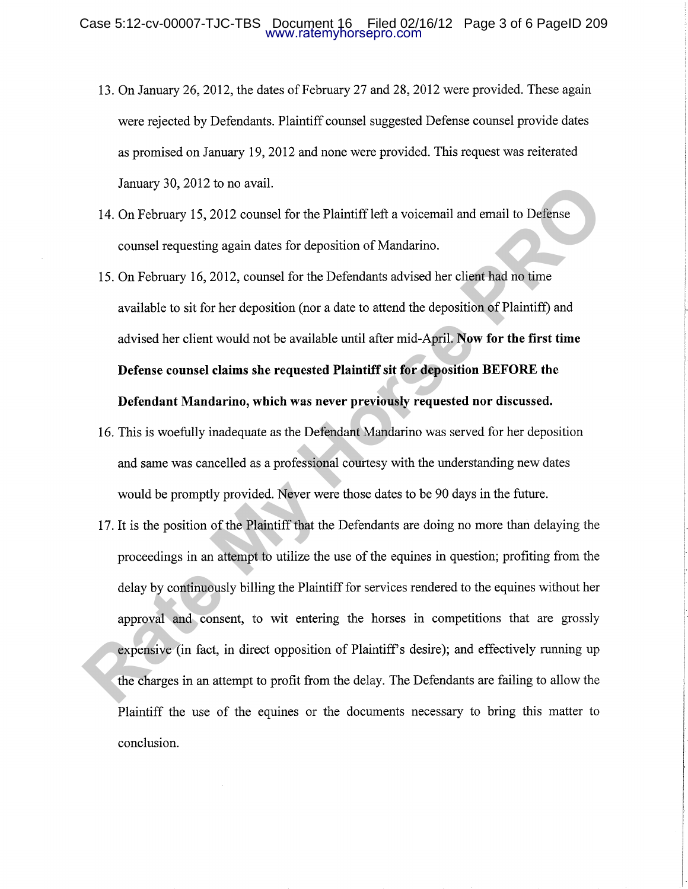13. On January 26, 2012, the dates of February 27 and 28, 2012 were provided. These again were rejected by Defendants. Plaintiff counsel suggested Defense counsel provide dates as promised on January 19, 2012 and none were provided. This request was reiterated January 30, 2012 to no avail.

14. On February 15, 2012 counsel for the Plaintiff left a voicemail and email to Defense counsel requesting again dates for deposition of Mandarino.

15. On February 16, 2012, counsel for the Defendants advised her client had no time available to sit for her deposition (nor a date to attend the deposition of Plaintiff) and advised her client would not be available until after mid-April. **Now for the first time Defense counsel claims she requested Plaintiff sit for deposition BEFORE the Defendant Mandarino, which was never previously requested nor discussed.**

16. This is woefully inadequate as the Defendant Mandarino was served for her deposition and same was cancelled as a professional courtesy with the understanding new dates would be promptly provided. Never were those dates to be 90 days in the future.

17. It is the position of the Plaintiff that the Defendants are doing no more than delaying the proceedings in an attempt to utilize the use of the equines in question; profiting from the delay by continuously billing the Plaintiff for services rendered to the equines without her approval and consent, to wit entering the horses in competitions that are grossly expensive (in fact, in direct opposition of Plaintiff's desire); and effectively running up the charges in an attempt to profit from the delay. The Defendants are failing to allow the Plaintiff the use of the equines or the documents necessary to bring this matter to conclusion.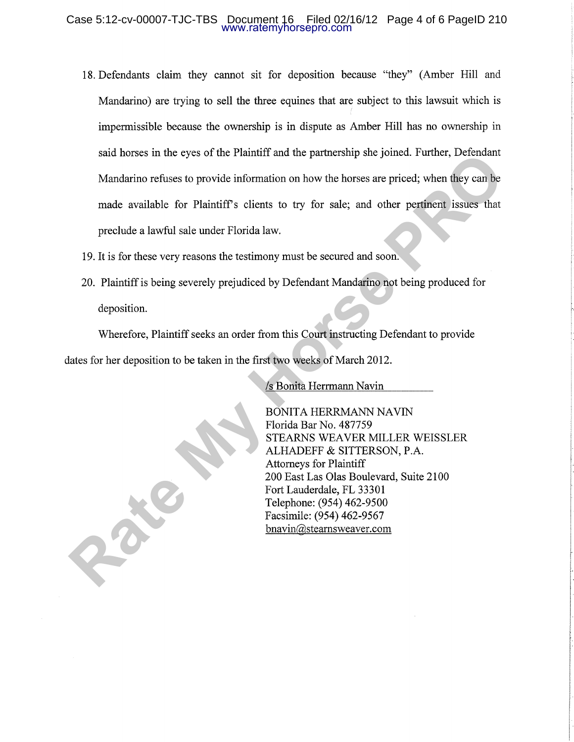18. Defendants claim they cannot sit for deposition because "they" (Amber Hill and Mandarino) are trying to sell the three equines that are subject to this lawsuit which is impermissible because the ownership is in dispute as Amber Hill has no ownership in said horses in the eyes of the Plaintiff and the partnership she joined. Further, Defendant Mandarino refuses to provide information on how the horses are priced; when they can be made available for Plaintiff's clients to try for sale; and other pertinent issues that preclude a lawful sale under Florida law.

19. It is for these very reasons the testimony must be secured and soon.

20. Plaintiff is being severely prejudiced by Defendant Mandarino not being produced for deposition.

Wherefore, Plaintiff seeks an order from this Court instructing Defendant to provide dates for her deposition to be taken in the first two weeks of March 2012.

/s Bonita Herrmann Navin

BONITA HERRMANN NAVIN
Florida Bar No. 487759
STEARNS WEAVER MILLER WEISSLER
ALHADEFF & SITTERSON, P.A.
Attorneys for Plaintiff
200 East Las Olas Boulevard, Suite 2100
Fort Lauderdale, FL 33301
Telephone: (954) 462-9500
Facsimile: (954) 462-9567
bnavin@stearnsweaver.com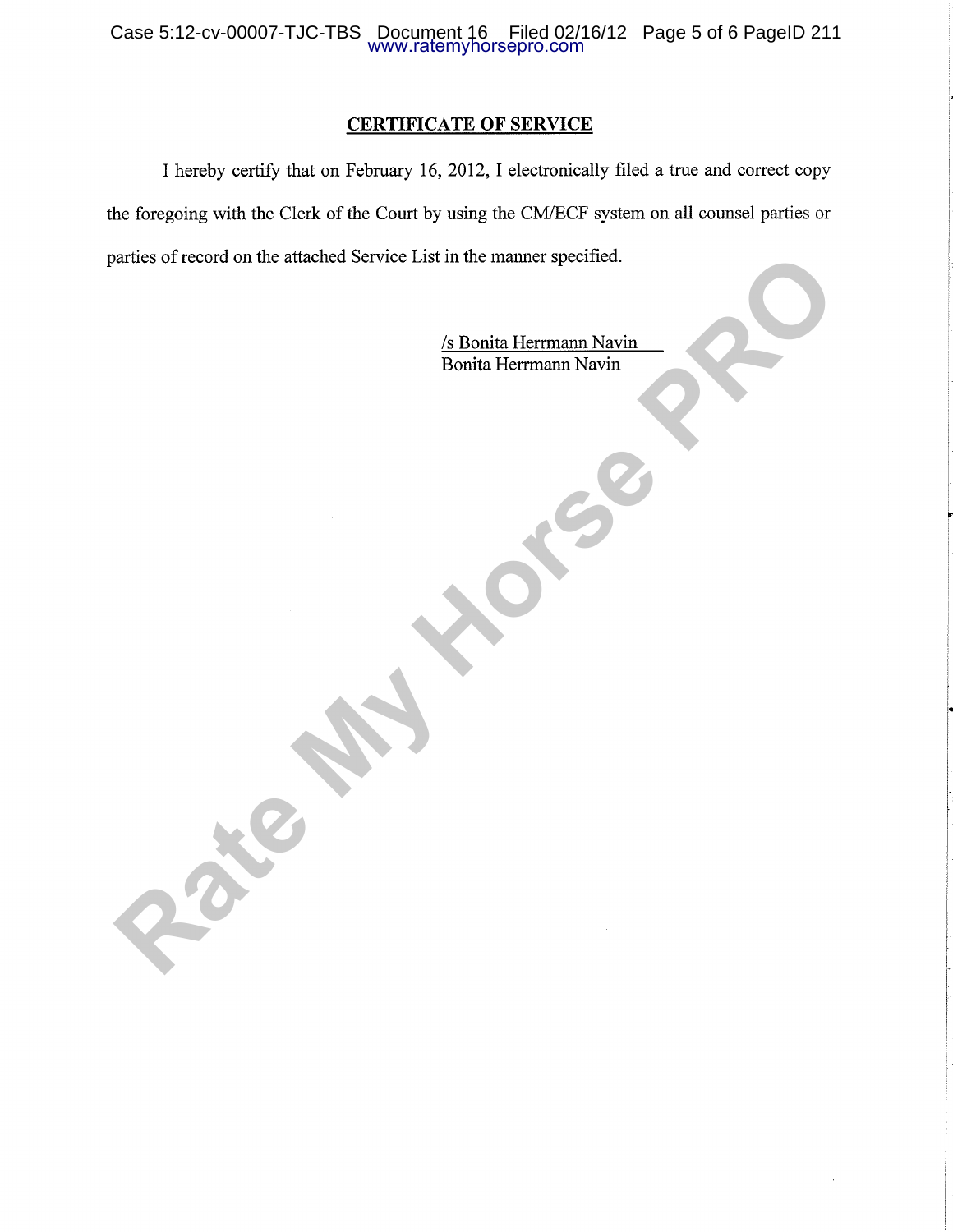## CERTIFICATE OF SERVICE

I hereby certify that on February 16, 2012, I electronically filed a true and correct copy the foregoing with the Clerk of the Court by using the CM/ECF system on all counsel parties or parties of record on the attached Service List in the manner specified.

/s Bonita Herrmann Navin
Bonita Herrmann Navin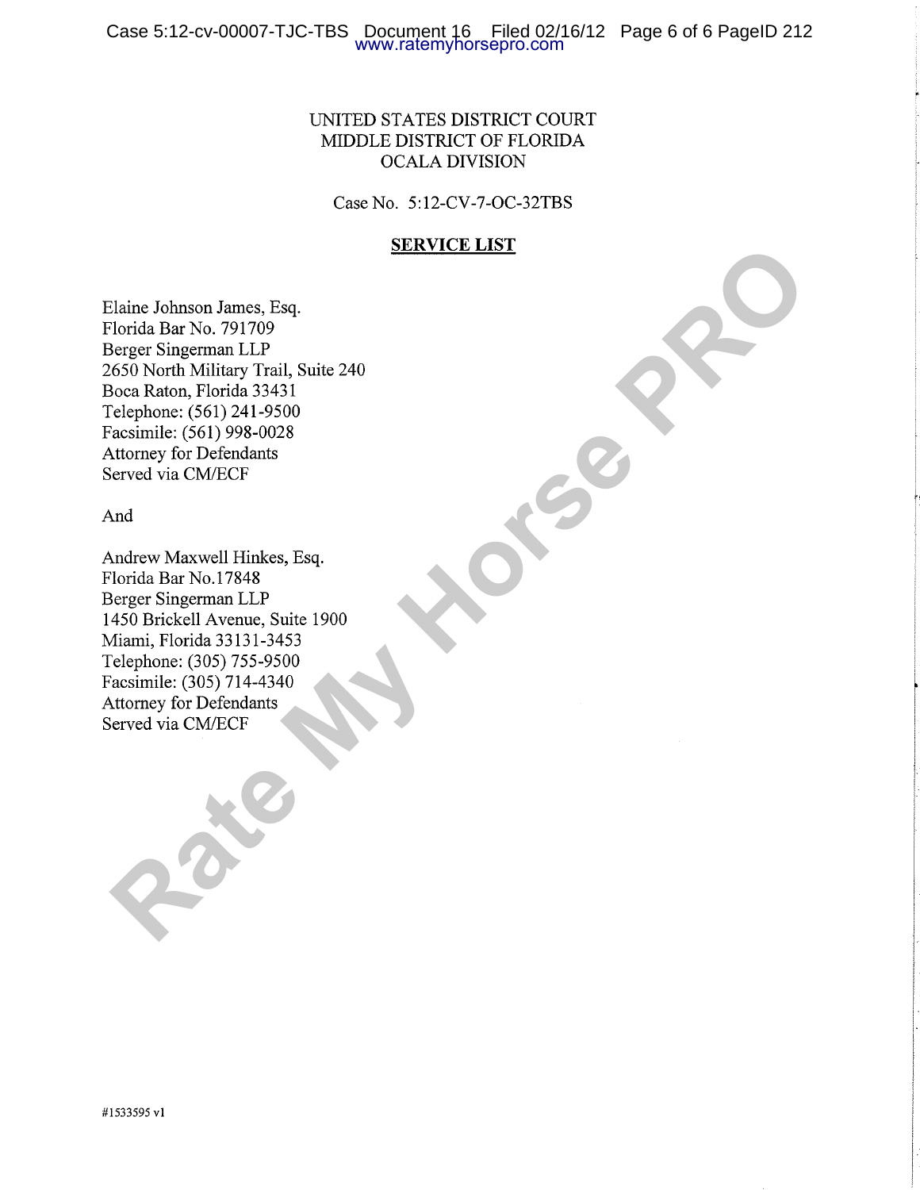UNITED STATES DISTRICT COURT
MIDDLE DISTRICT OF FLORIDA
OCALA DIVISION

Case No. 5:12-CV-7-OC-32TBS

**SERVICE LIST**

Elaine Johnson James, Esq.
Florida Bar No. 791709
Berger Singerman LLP
2650 North Military Trail, Suite 240
Boca Raton, Florida 33431
Telephone: (561) 241-9500
Facsimile: (561) 998-0028
Attorney for Defendants
Served via CM/ECF

And

Andrew Maxwell Hinkes, Esq.
Florida Bar No.17848
Berger Singerman LLP
1450 Brickell Avenue, Suite 1900
Miami, Florida 33131-3453
Telephone: (305) 755-9500
Facsimile: (305) 714-4340
Attorney for Defendants
Served via CM/ECF

#1533595 v1